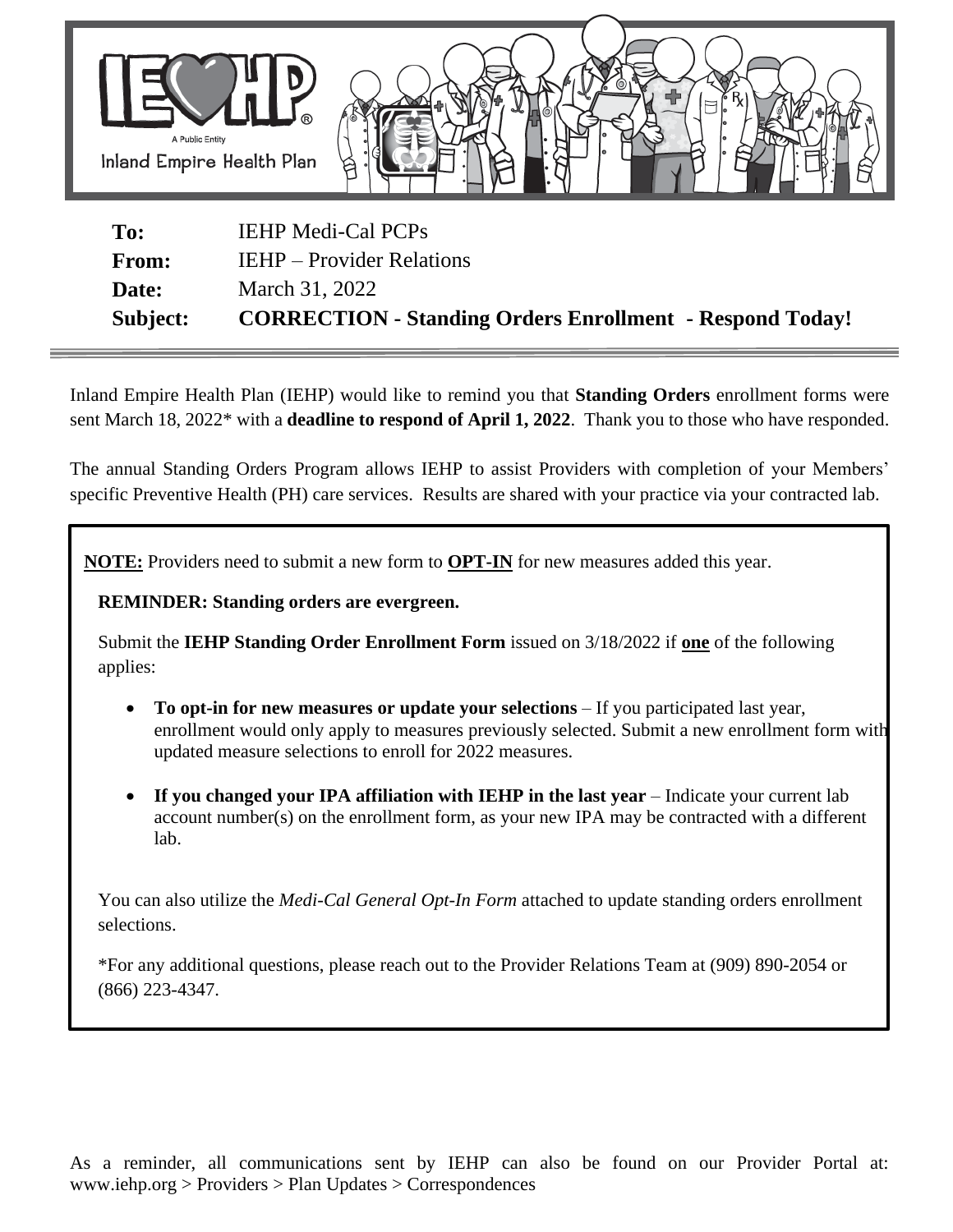**To:** IEHP Medi-Cal PCPs
**From:** IEHP – Provider Relations
**Date:** March 31, 2022
**Subject:** **CORRECTION - Standing Orders Enrollment - Respond Today!**

---

Inland Empire Health Plan (IEHP) would like to remind you that **Standing Orders** enrollment forms were sent March 18, 2022* with a **deadline to respond of April 1, 2022**. Thank you to those who have responded.

The annual Standing Orders Program allows IEHP to assist Providers with completion of your Members' specific Preventive Health (PH) care services. Results are shared with your practice via your contracted lab.

<u>**NOTE:**</u> Providers need to submit a new form to <u>**OPT-IN**</u> for new measures added this year.

**REMINDER: Standing orders are evergreen.**

Submit the **IEHP Standing Order Enrollment Form** issued on 3/18/2022 if <u>**one**</u> of the following applies:

- **To opt-in for new measures or update your selections** – If you participated last year, enrollment would only apply to measures previously selected. Submit a new enrollment form with updated measure selections to enroll for 2022 measures.
- **If you changed your IPA affiliation with IEHP in the last year** – Indicate your current lab account number(s) on the enrollment form, as your new IPA may be contracted with a different lab.

You can also utilize the *Medi-Cal General Opt-In Form* attached to update standing orders enrollment selections.

*For any additional questions, please reach out to the Provider Relations Team at (909) 890-2054 or (866) 223-4347.

As a reminder, all communications sent by IEHP can also be found on our Provider Portal at: www.iehp.org > Providers > Plan Updates > Correspondences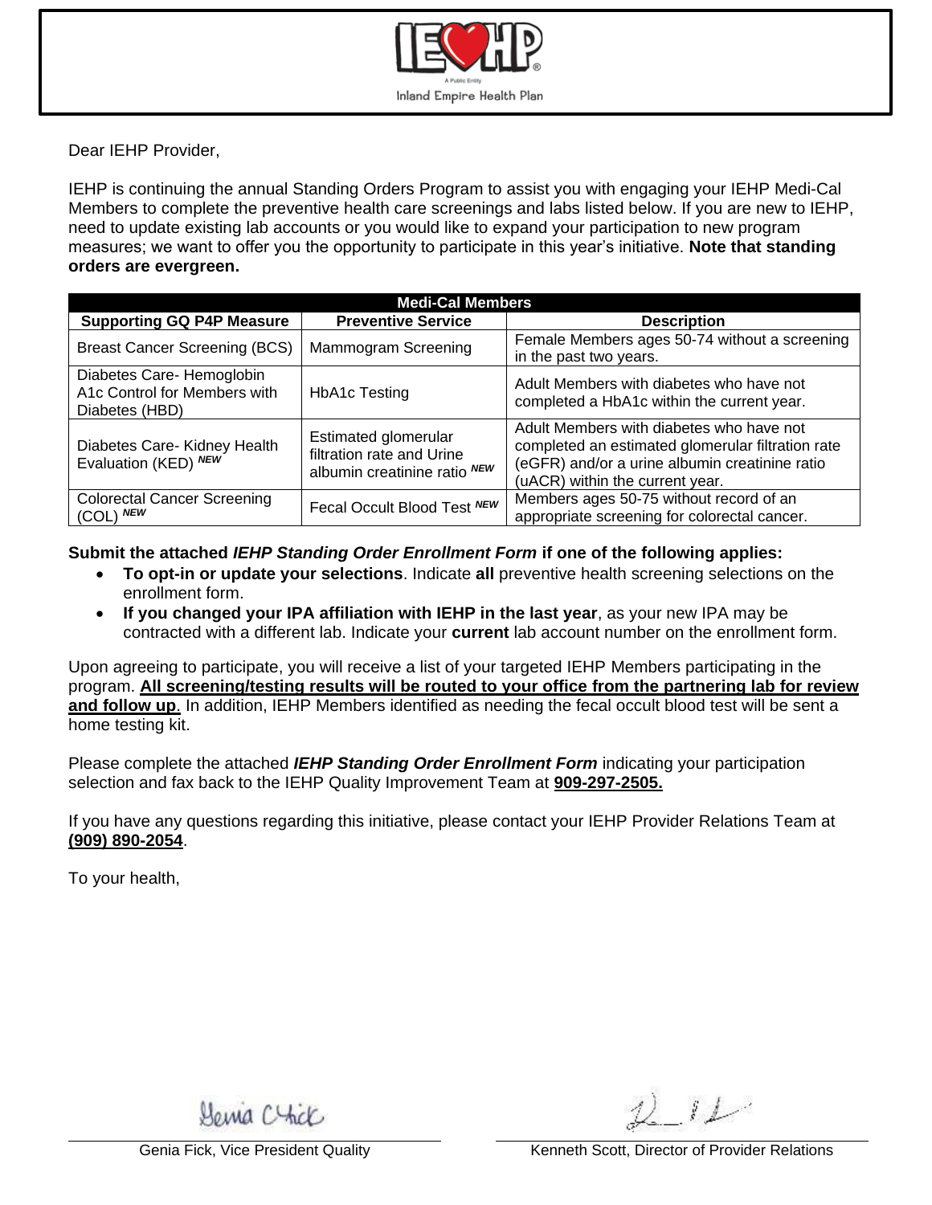Inland Empire Health Plan

Dear IEHP Provider,

IEHP is continuing the annual Standing Orders Program to assist you with engaging your IEHP Medi-Cal Members to complete the preventive health care screenings and labs listed below. If you are new to IEHP, need to update existing lab accounts or you would like to expand your participation to new program measures; we want to offer you the opportunity to participate in this year's initiative. **Note that standing orders are evergreen.**

| Medi-Cal Members | | |
|---|---|---|
| **Supporting GQ P4P Measure** | **Preventive Service** | **Description** |
| Breast Cancer Screening (BCS) | Mammogram Screening | Female Members ages 50-74 without a screening in the past two years. |
| Diabetes Care- Hemoglobin A1c Control for Members with Diabetes (HBD) | HbA1c Testing | Adult Members with diabetes who have not completed a HbA1c within the current year. |
| Diabetes Care- Kidney Health Evaluation (KED) ***NEW*** | Estimated glomerular filtration rate and Urine albumin creatinine ratio ***NEW*** | Adult Members with diabetes who have not completed an estimated glomerular filtration rate (eGFR) and/or a urine albumin creatinine ratio (uACR) within the current year. |
| Colorectal Cancer Screening (COL) ***NEW*** | Fecal Occult Blood Test ***NEW*** | Members ages 50-75 without record of an appropriate screening for colorectal cancer. |

**Submit the attached *IEHP Standing Order Enrollment Form* if one of the following applies:**

- **To opt-in or update your selections**. Indicate **all** preventive health screening selections on the enrollment form.
- **If you changed your IPA affiliation with IEHP in the last year**, as your new IPA may be contracted with a different lab. Indicate your **current** lab account number on the enrollment form.

Upon agreeing to participate, you will receive a list of your targeted IEHP Members participating in the program. **All screening/testing results will be routed to your office from the partnering lab for review and follow up**. In addition, IEHP Members identified as needing the fecal occult blood test will be sent a home testing kit.

Please complete the attached ***IEHP Standing Order Enrollment Form*** indicating your participation selection and fax back to the IEHP Quality Improvement Team at **909-297-2505.**

If you have any questions regarding this initiative, please contact your IEHP Provider Relations Team at **(909) 890-2054**.

To your health,

Genia Fick, Vice President Quality

Kenneth Scott, Director of Provider Relations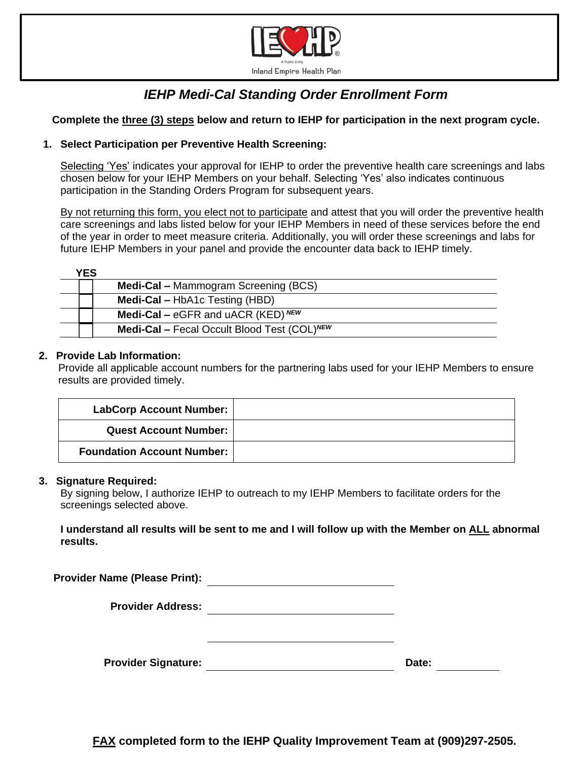IEHP

A Public Entity

Inland Empire Health Plan

# *IEHP Medi-Cal Standing Order Enrollment Form*

**Complete the three (3) steps below and return to IEHP for participation in the next program cycle.**

1. **Select Participation per Preventive Health Screening:**

Selecting 'Yes' indicates your approval for IEHP to order the preventive health care screenings and labs chosen below for your IEHP Members on your behalf. Selecting 'Yes' also indicates continuous participation in the Standing Orders Program for subsequent years.

By not returning this form, you elect not to participate and attest that you will order the preventive health care screenings and labs listed below for your IEHP Members in need of these services before the end of the year in order to meet measure criteria. Additionally, you will order these screenings and labs for future IEHP Members in your panel and provide the encounter data back to IEHP timely.

| YES | |
|---|---|
| ☐ | **Medi-Cal –** Mammogram Screening (BCS) |
| ☐ | **Medi-Cal –** HbA1c Testing (HBD) |
| ☐ | **Medi-Cal –** eGFR and uACR (KED) ***NEW*** |
| ☐ | **Medi-Cal –** Fecal Occult Blood Test (COL)***NEW*** |

2. **Provide Lab Information:**

Provide all applicable account numbers for the partnering labs used for your IEHP Members to ensure results are provided timely.

| | |
|---|---|
| **LabCorp Account Number:** | |
| **Quest Account Number:** | |
| **Foundation Account Number:** | |

3. **Signature Required:**

By signing below, I authorize IEHP to outreach to my IEHP Members to facilitate orders for the screenings selected above.

**I understand all results will be sent to me and I will follow up with the Member on ALL abnormal results.**

**Provider Name (Please Print):** ______________________

**Provider Address:** ______________________

______________________

**Provider Signature:** ______________________ **Date:** __________

**FAX completed form to the IEHP Quality Improvement Team at (909)297-2505.**